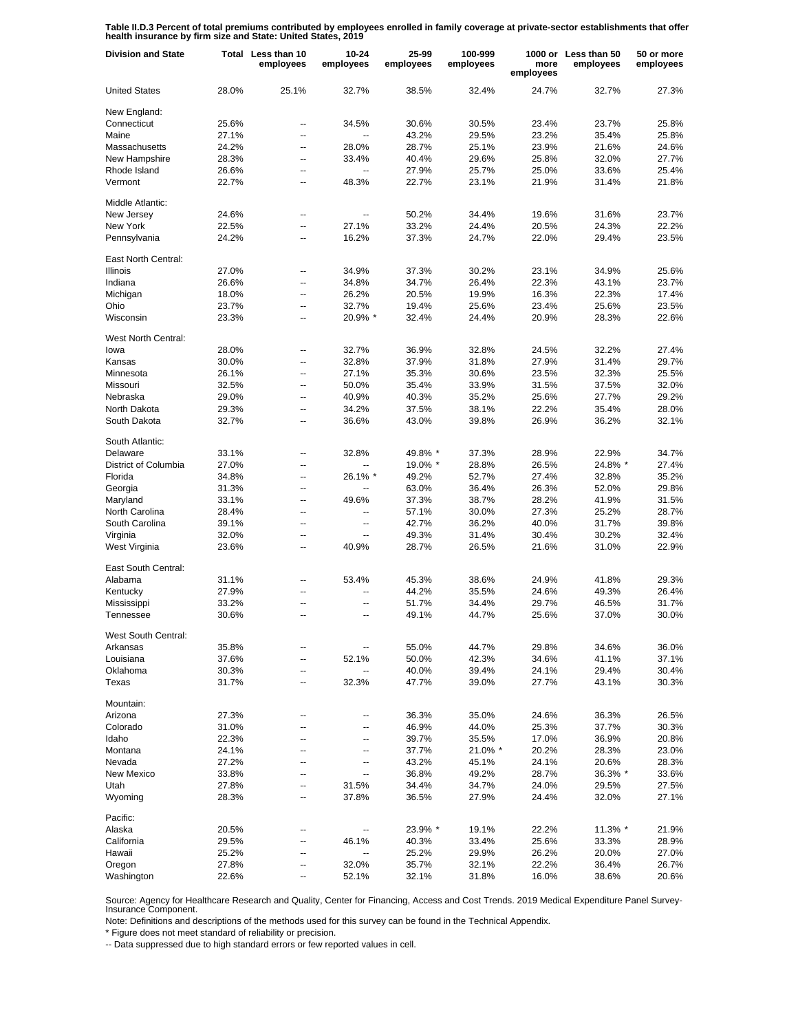**Table II.D.3 Percent of total premiums contributed by employees enrolled in family coverage at private-sector establishments that offer health insurance by firm size and State: United States, 2019**

| Division and State | Total | Less than 10 employees | 10-24 employees | 25-99 employees | 100-999 employees | 1000 or more employees | Less than 50 employees | 50 or more employees |
|---|---|---|---|---|---|---|---|---|
| United States | 28.0% | 25.1% | 32.7% | 38.5% | 32.4% | 24.7% | 32.7% | 27.3% |
| New England: | | | | | | | | |
| Connecticut | 25.6% | -- | 34.5% | 30.6% | 30.5% | 23.4% | 23.7% | 25.8% |
| Maine | 27.1% | -- | -- | 43.2% | 29.5% | 23.2% | 35.4% | 25.8% |
| Massachusetts | 24.2% | -- | 28.0% | 28.7% | 25.1% | 23.9% | 21.6% | 24.6% |
| New Hampshire | 28.3% | -- | 33.4% | 40.4% | 29.6% | 25.8% | 32.0% | 27.7% |
| Rhode Island | 26.6% | -- | -- | 27.9% | 25.7% | 25.0% | 33.6% | 25.4% |
| Vermont | 22.7% | -- | 48.3% | 22.7% | 23.1% | 21.9% | 31.4% | 21.8% |
| Middle Atlantic: | | | | | | | | |
| New Jersey | 24.6% | -- | -- | 50.2% | 34.4% | 19.6% | 31.6% | 23.7% |
| New York | 22.5% | -- | 27.1% | 33.2% | 24.4% | 20.5% | 24.3% | 22.2% |
| Pennsylvania | 24.2% | -- | 16.2% | 37.3% | 24.7% | 22.0% | 29.4% | 23.5% |
| East North Central: | | | | | | | | |
| Illinois | 27.0% | -- | 34.9% | 37.3% | 30.2% | 23.1% | 34.9% | 25.6% |
| Indiana | 26.6% | -- | 34.8% | 34.7% | 26.4% | 22.3% | 43.1% | 23.7% |
| Michigan | 18.0% | -- | 26.2% | 20.5% | 19.9% | 16.3% | 22.3% | 17.4% |
| Ohio | 23.7% | -- | 32.7% | 19.4% | 25.6% | 23.4% | 25.6% | 23.5% |
| Wisconsin | 23.3% | -- | 20.9% * | 32.4% | 24.4% | 20.9% | 28.3% | 22.6% |
| West North Central: | | | | | | | | |
| Iowa | 28.0% | -- | 32.7% | 36.9% | 32.8% | 24.5% | 32.2% | 27.4% |
| Kansas | 30.0% | -- | 32.8% | 37.9% | 31.8% | 27.9% | 31.4% | 29.7% |
| Minnesota | 26.1% | -- | 27.1% | 35.3% | 30.6% | 23.5% | 32.3% | 25.5% |
| Missouri | 32.5% | -- | 50.0% | 35.4% | 33.9% | 31.5% | 37.5% | 32.0% |
| Nebraska | 29.0% | -- | 40.9% | 40.3% | 35.2% | 25.6% | 27.7% | 29.2% |
| North Dakota | 29.3% | -- | 34.2% | 37.5% | 38.1% | 22.2% | 35.4% | 28.0% |
| South Dakota | 32.7% | -- | 36.6% | 43.0% | 39.8% | 26.9% | 36.2% | 32.1% |
| South Atlantic: | | | | | | | | |
| Delaware | 33.1% | -- | 32.8% | 49.8% * | 37.3% | 28.9% | 22.9% | 34.7% |
| District of Columbia | 27.0% | -- | -- | 19.0% * | 28.8% | 26.5% | 24.8% * | 27.4% |
| Florida | 34.8% | -- | 26.1% * | 49.2% | 52.7% | 27.4% | 32.8% | 35.2% |
| Georgia | 31.3% | -- | -- | 63.0% | 36.4% | 26.3% | 52.0% | 29.8% |
| Maryland | 33.1% | -- | 49.6% | 37.3% | 38.7% | 28.2% | 41.9% | 31.5% |
| North Carolina | 28.4% | -- | -- | 57.1% | 30.0% | 27.3% | 25.2% | 28.7% |
| South Carolina | 39.1% | -- | -- | 42.7% | 36.2% | 40.0% | 31.7% | 39.8% |
| Virginia | 32.0% | -- | -- | 49.3% | 31.4% | 30.4% | 30.2% | 32.4% |
| West Virginia | 23.6% | -- | 40.9% | 28.7% | 26.5% | 21.6% | 31.0% | 22.9% |
| East South Central: | | | | | | | | |
| Alabama | 31.1% | -- | 53.4% | 45.3% | 38.6% | 24.9% | 41.8% | 29.3% |
| Kentucky | 27.9% | -- | -- | 44.2% | 35.5% | 24.6% | 49.3% | 26.4% |
| Mississippi | 33.2% | -- | -- | 51.7% | 34.4% | 29.7% | 46.5% | 31.7% |
| Tennessee | 30.6% | -- | -- | 49.1% | 44.7% | 25.6% | 37.0% | 30.0% |
| West South Central: | | | | | | | | |
| Arkansas | 35.8% | -- | -- | 55.0% | 44.7% | 29.8% | 34.6% | 36.0% |
| Louisiana | 37.6% | -- | 52.1% | 50.0% | 42.3% | 34.6% | 41.1% | 37.1% |
| Oklahoma | 30.3% | -- | -- | 40.0% | 39.4% | 24.1% | 29.4% | 30.4% |
| Texas | 31.7% | -- | 32.3% | 47.7% | 39.0% | 27.7% | 43.1% | 30.3% |
| Mountain: | | | | | | | | |
| Arizona | 27.3% | -- | -- | 36.3% | 35.0% | 24.6% | 36.3% | 26.5% |
| Colorado | 31.0% | -- | -- | 46.9% | 44.0% | 25.3% | 37.7% | 30.3% |
| Idaho | 22.3% | -- | -- | 39.7% | 35.5% | 17.0% | 36.9% | 20.8% |
| Montana | 24.1% | -- | -- | 37.7% | 21.0% * | 20.2% | 28.3% | 23.0% |
| Nevada | 27.2% | -- | -- | 43.2% | 45.1% | 24.1% | 20.6% | 28.3% |
| New Mexico | 33.8% | -- | -- | 36.8% | 49.2% | 28.7% | 36.3% * | 33.6% |
| Utah | 27.8% | -- | 31.5% | 34.4% | 34.7% | 24.0% | 29.5% | 27.5% |
| Wyoming | 28.3% | -- | 37.8% | 36.5% | 27.9% | 24.4% | 32.0% | 27.1% |
| Pacific: | | | | | | | | |
| Alaska | 20.5% | -- | -- | 23.9% * | 19.1% | 22.2% | 11.3% * | 21.9% |
| California | 29.5% | -- | 46.1% | 40.3% | 33.4% | 25.6% | 33.3% | 28.9% |
| Hawaii | 25.2% | -- | -- | 25.2% | 29.9% | 26.2% | 20.0% | 27.0% |
| Oregon | 27.8% | -- | 32.0% | 35.7% | 32.1% | 22.2% | 36.4% | 26.7% |
| Washington | 22.6% | -- | 52.1% | 32.1% | 31.8% | 16.0% | 38.6% | 20.6% |

Source: Agency for Healthcare Research and Quality, Center for Financing, Access and Cost Trends. 2019 Medical Expenditure Panel Survey-Insurance Component.

Note: Definitions and descriptions of the methods used for this survey can be found in the Technical Appendix.

* Figure does not meet standard of reliability or precision.

-- Data suppressed due to high standard errors or few reported values in cell.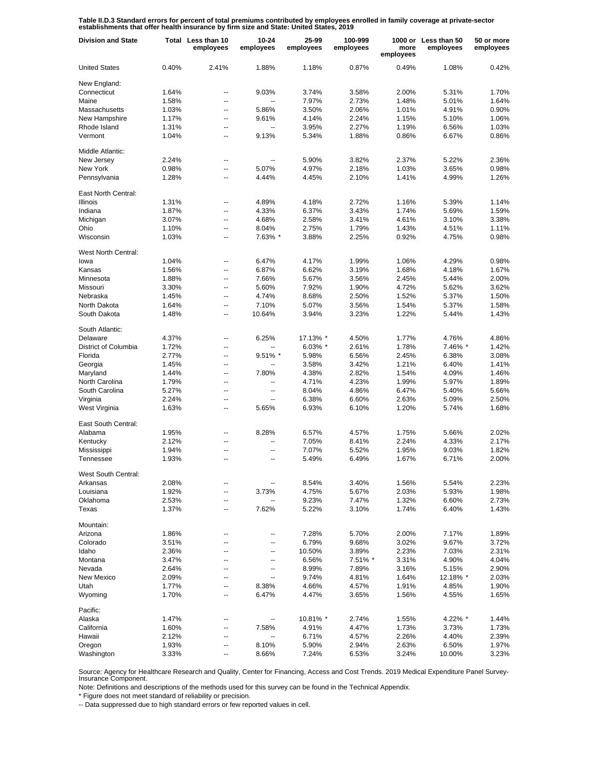**Table II.D.3 Standard errors for percent of total premiums contributed by employees enrolled in family coverage at private-sector establishments that offer health insurance by firm size and State: United States, 2019**

| Division and State | Total | Less than 10 employees | 10-24 employees | 25-99 employees | 100-999 employees | 1000 or more employees | Less than 50 employees | 50 or more employees |
|---|---|---|---|---|---|---|---|---|
| United States | 0.40% | 2.41% | 1.88% | 1.18% | 0.87% | 0.49% | 1.08% | 0.42% |
| New England: | | | | | | | | |
| Connecticut | 1.64% | -- | 9.03% | 3.74% | 3.58% | 2.00% | 5.31% | 1.70% |
| Maine | 1.58% | -- | -- | 7.97% | 2.73% | 1.48% | 5.01% | 1.64% |
| Massachusetts | 1.03% | -- | 5.86% | 3.50% | 2.06% | 1.01% | 4.91% | 0.90% |
| New Hampshire | 1.17% | -- | 9.61% | 4.14% | 2.24% | 1.15% | 5.10% | 1.06% |
| Rhode Island | 1.31% | -- | -- | 3.95% | 2.27% | 1.19% | 6.56% | 1.03% |
| Vermont | 1.04% | -- | 9.13% | 5.34% | 1.88% | 0.86% | 6.67% | 0.86% |
| Middle Atlantic: | | | | | | | | |
| New Jersey | 2.24% | -- | -- | 5.90% | 3.82% | 2.37% | 5.22% | 2.36% |
| New York | 0.98% | -- | 5.07% | 4.97% | 2.18% | 1.03% | 3.65% | 0.98% |
| Pennsylvania | 1.28% | -- | 4.44% | 4.45% | 2.10% | 1.41% | 4.99% | 1.26% |
| East North Central: | | | | | | | | |
| Illinois | 1.31% | -- | 4.89% | 4.18% | 2.72% | 1.16% | 5.39% | 1.14% |
| Indiana | 1.87% | -- | 4.33% | 6.37% | 3.43% | 1.74% | 5.69% | 1.59% |
| Michigan | 3.07% | -- | 4.68% | 2.58% | 3.41% | 4.61% | 3.10% | 3.38% |
| Ohio | 1.10% | -- | 8.04% | 2.75% | 1.79% | 1.43% | 4.51% | 1.11% |
| Wisconsin | 1.03% | -- | 7.63% * | 3.88% | 2.25% | 0.92% | 4.75% | 0.98% |
| West North Central: | | | | | | | | |
| Iowa | 1.04% | -- | 6.47% | 4.17% | 1.99% | 1.06% | 4.29% | 0.98% |
| Kansas | 1.56% | -- | 6.87% | 6.62% | 3.19% | 1.68% | 4.18% | 1.67% |
| Minnesota | 1.88% | -- | 7.66% | 5.67% | 3.56% | 2.45% | 5.44% | 2.00% |
| Missouri | 3.30% | -- | 5.60% | 7.92% | 1.90% | 4.72% | 5.62% | 3.62% |
| Nebraska | 1.45% | -- | 4.74% | 8.68% | 2.50% | 1.52% | 5.37% | 1.50% |
| North Dakota | 1.64% | -- | 7.10% | 5.07% | 3.56% | 1.54% | 5.37% | 1.58% |
| South Dakota | 1.48% | -- | 10.64% | 3.94% | 3.23% | 1.22% | 5.44% | 1.43% |
| South Atlantic: | | | | | | | | |
| Delaware | 4.37% | -- | 6.25% | 17.13% * | 4.50% | 1.77% | 4.76% | 4.86% |
| District of Columbia | 1.72% | -- | -- | 6.03% * | 2.61% | 1.78% | 7.46% * | 1.42% |
| Florida | 2.77% | -- | 9.51% * | 5.98% | 6.56% | 2.45% | 6.38% | 3.08% |
| Georgia | 1.45% | -- | -- | 3.58% | 3.42% | 1.21% | 6.40% | 1.41% |
| Maryland | 1.44% | -- | 7.80% | 4.38% | 2.82% | 1.54% | 4.09% | 1.46% |
| North Carolina | 1.79% | -- | -- | 4.71% | 4.23% | 1.99% | 5.97% | 1.89% |
| South Carolina | 5.27% | -- | -- | 8.04% | 4.86% | 6.47% | 5.40% | 5.66% |
| Virginia | 2.24% | -- | -- | 6.38% | 6.60% | 2.63% | 5.09% | 2.50% |
| West Virginia | 1.63% | -- | 5.65% | 6.93% | 6.10% | 1.20% | 5.74% | 1.68% |
| East South Central: | | | | | | | | |
| Alabama | 1.95% | -- | 8.28% | 6.57% | 4.57% | 1.75% | 5.66% | 2.02% |
| Kentucky | 2.12% | -- | -- | 7.05% | 8.41% | 2.24% | 4.33% | 2.17% |
| Mississippi | 1.94% | -- | -- | 7.07% | 5.52% | 1.95% | 9.03% | 1.82% |
| Tennessee | 1.93% | -- | -- | 5.49% | 6.49% | 1.67% | 6.71% | 2.00% |
| West South Central: | | | | | | | | |
| Arkansas | 2.08% | -- | -- | 8.54% | 3.40% | 1.56% | 5.54% | 2.23% |
| Louisiana | 1.92% | -- | 3.73% | 4.75% | 5.67% | 2.03% | 5.93% | 1.98% |
| Oklahoma | 2.53% | -- | -- | 9.23% | 7.47% | 1.32% | 6.60% | 2.73% |
| Texas | 1.37% | -- | 7.62% | 5.22% | 3.10% | 1.74% | 6.40% | 1.43% |
| Mountain: | | | | | | | | |
| Arizona | 1.86% | -- | -- | 7.28% | 5.70% | 2.00% | 7.17% | 1.89% |
| Colorado | 3.51% | -- | -- | 6.79% | 9.68% | 3.02% | 9.67% | 3.72% |
| Idaho | 2.36% | -- | -- | 10.50% | 3.89% | 2.23% | 7.03% | 2.31% |
| Montana | 3.47% | -- | -- | 6.56% | 7.51% * | 3.31% | 4.90% | 4.04% |
| Nevada | 2.64% | -- | -- | 8.99% | 7.89% | 3.16% | 5.15% | 2.90% |
| New Mexico | 2.09% | -- | -- | 9.74% | 4.81% | 1.64% | 12.18% * | 2.03% |
| Utah | 1.77% | -- | 8.38% | 4.66% | 4.57% | 1.91% | 4.85% | 1.90% |
| Wyoming | 1.70% | -- | 6.47% | 4.47% | 3.65% | 1.56% | 4.55% | 1.65% |
| Pacific: | | | | | | | | |
| Alaska | 1.47% | -- | -- | 10.81% * | 2.74% | 1.55% | 4.22% * | 1.44% |
| California | 1.60% | -- | 7.58% | 4.91% | 4.47% | 1.73% | 3.73% | 1.73% |
| Hawaii | 2.12% | -- | -- | 6.71% | 4.57% | 2.26% | 4.40% | 2.39% |
| Oregon | 1.93% | -- | 8.10% | 5.90% | 2.94% | 2.63% | 6.50% | 1.97% |
| Washington | 3.33% | -- | 8.66% | 7.24% | 6.53% | 3.24% | 10.00% | 3.23% |

Source: Agency for Healthcare Research and Quality, Center for Financing, Access and Cost Trends. 2019 Medical Expenditure Panel Survey-Insurance Component.

Note: Definitions and descriptions of the methods used for this survey can be found in the Technical Appendix.

* Figure does not meet standard of reliability or precision.

-- Data suppressed due to high standard errors or few reported values in cell.